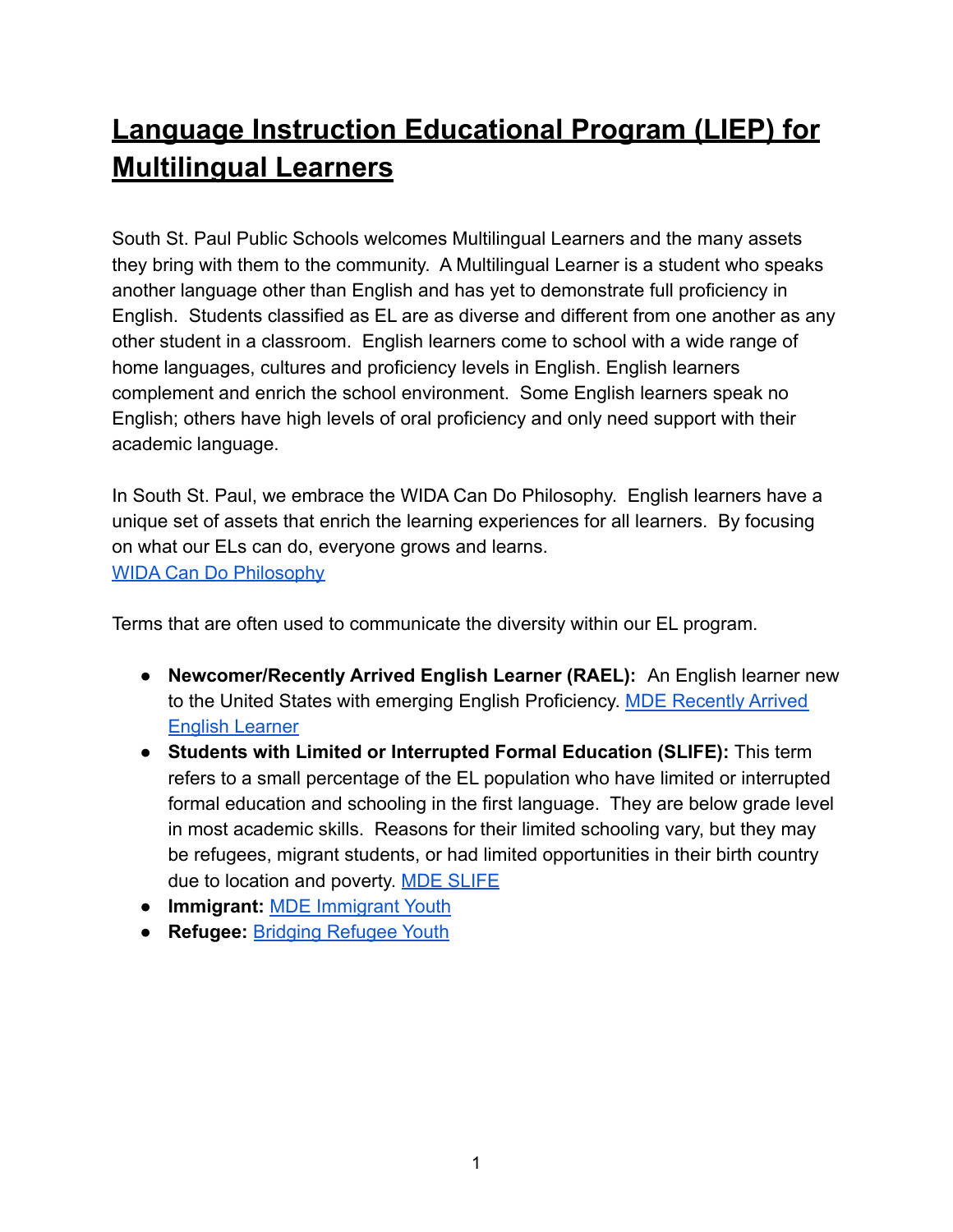# Language Instruction Educational Program (LIEP) for Multilingual Learners

South St. Paul Public Schools welcomes Multilingual Learners and the many assets they bring with them to the community. A Multilingual Learner is a student who speaks another language other than English and has yet to demonstrate full proficiency in English. Students classified as EL are as diverse and different from one another as any other student in a classroom. English learners come to school with a wide range of home languages, cultures and proficiency levels in English. English learners complement and enrich the school environment. Some English learners speak no English; others have high levels of oral proficiency and only need support with their academic language.

In South St. Paul, we embrace the WIDA Can Do Philosophy. English learners have a unique set of assets that enrich the learning experiences for all learners. By focusing on what our ELs can do, everyone grows and learns.
WIDA Can Do Philosophy

Terms that are often used to communicate the diversity within our EL program.

- **Newcomer/Recently Arrived English Learner (RAEL):** An English learner new to the United States with emerging English Proficiency. MDE Recently Arrived English Learner
- **Students with Limited or Interrupted Formal Education (SLIFE):** This term refers to a small percentage of the EL population who have limited or interrupted formal education and schooling in the first language. They are below grade level in most academic skills. Reasons for their limited schooling vary, but they may be refugees, migrant students, or had limited opportunities in their birth country due to location and poverty. MDE SLIFE
- **Immigrant:** MDE Immigrant Youth
- **Refugee:** Bridging Refugee Youth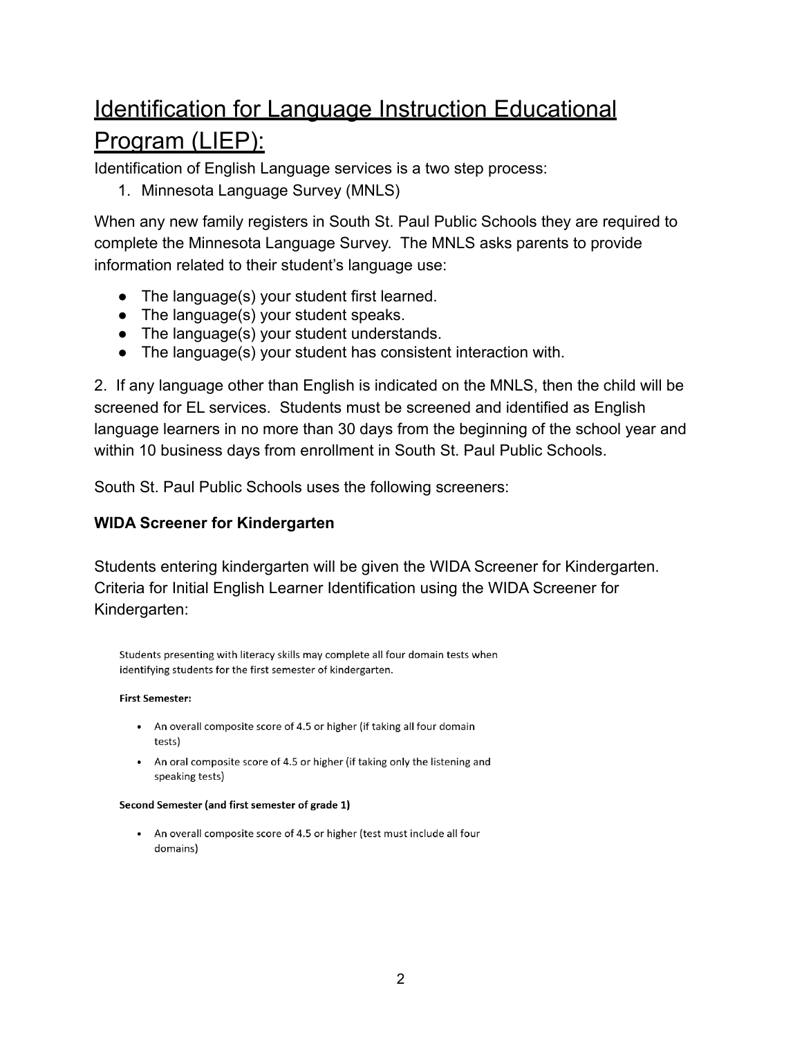# Identification for Language Instruction Educational Program (LIEP):

Identification of English Language services is a two step process:

1. Minnesota Language Survey (MNLS)

When any new family registers in South St. Paul Public Schools they are required to complete the Minnesota Language Survey. The MNLS asks parents to provide information related to their student's language use:

- The language(s) your student first learned.
- The language(s) your student speaks.
- The language(s) your student understands.
- The language(s) your student has consistent interaction with.

2. If any language other than English is indicated on the MNLS, then the child will be screened for EL services. Students must be screened and identified as English language learners in no more than 30 days from the beginning of the school year and within 10 business days from enrollment in South St. Paul Public Schools.

South St. Paul Public Schools uses the following screeners:

**WIDA Screener for Kindergarten**

Students entering kindergarten will be given the WIDA Screener for Kindergarten. Criteria for Initial English Learner Identification using the WIDA Screener for Kindergarten:

Students presenting with literacy skills may complete all four domain tests when identifying students for the first semester of kindergarten.

**First Semester:**

- An overall composite score of 4.5 or higher (if taking all four domain tests)
- An oral composite score of 4.5 or higher (if taking only the listening and speaking tests)

**Second Semester (and first semester of grade 1)**

- An overall composite score of 4.5 or higher (test must include all four domains)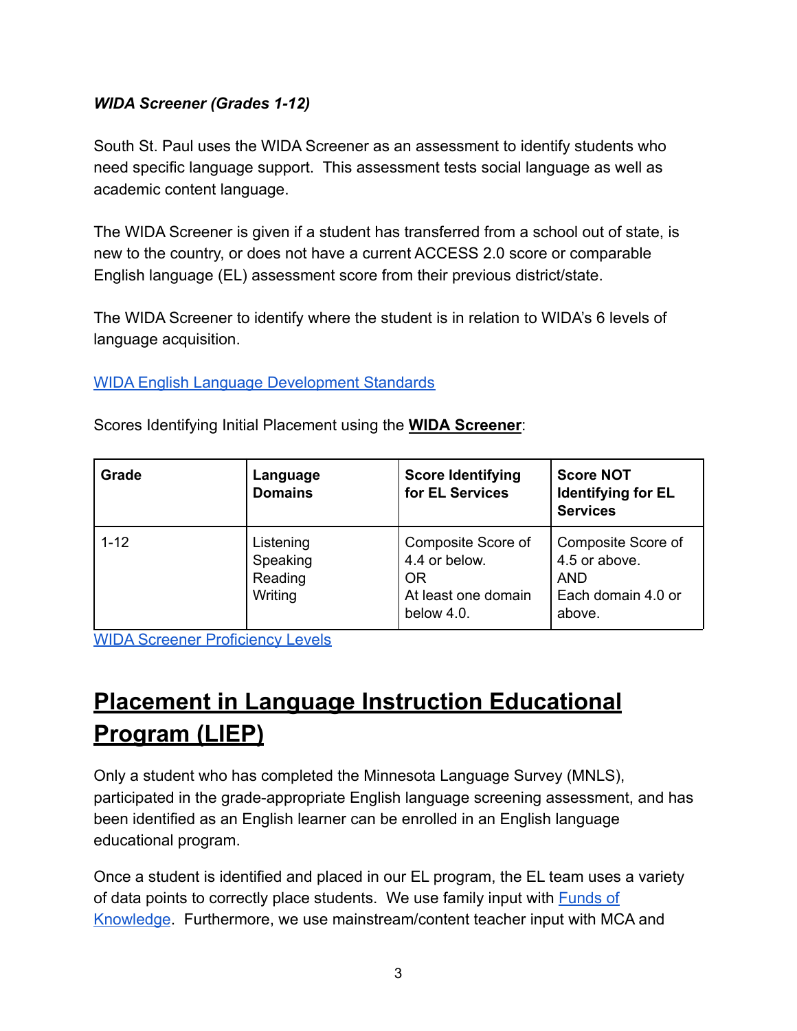***WIDA Screener (Grades 1-12)***

South St. Paul uses the WIDA Screener as an assessment to identify students who need specific language support. This assessment tests social language as well as academic content language.

The WIDA Screener is given if a student has transferred from a school out of state, is new to the country, or does not have a current ACCESS 2.0 score or comparable English language (EL) assessment score from their previous district/state.

The WIDA Screener to identify where the student is in relation to WIDA's 6 levels of language acquisition.

[WIDA English Language Development Standards]

Scores Identifying Initial Placement using the **WIDA Screener**:

| Grade | Language Domains | Score Identifying for EL Services | Score NOT Identifying for EL Services |
|---|---|---|---|
| 1-12 | Listening<br>Speaking<br>Reading<br>Writing | Composite Score of 4.4 or below.<br>OR<br>At least one domain below 4.0. | Composite Score of 4.5 or above.<br>AND<br>Each domain 4.0 or above. |

[WIDA Screener Proficiency Levels]

# Placement in Language Instruction Educational Program (LIEP)

Only a student who has completed the Minnesota Language Survey (MNLS), participated in the grade-appropriate English language screening assessment, and has been identified as an English learner can be enrolled in an English language educational program.

Once a student is identified and placed in our EL program, the EL team uses a variety of data points to correctly place students. We use family input with [Funds of Knowledge]. Furthermore, we use mainstream/content teacher input with MCA and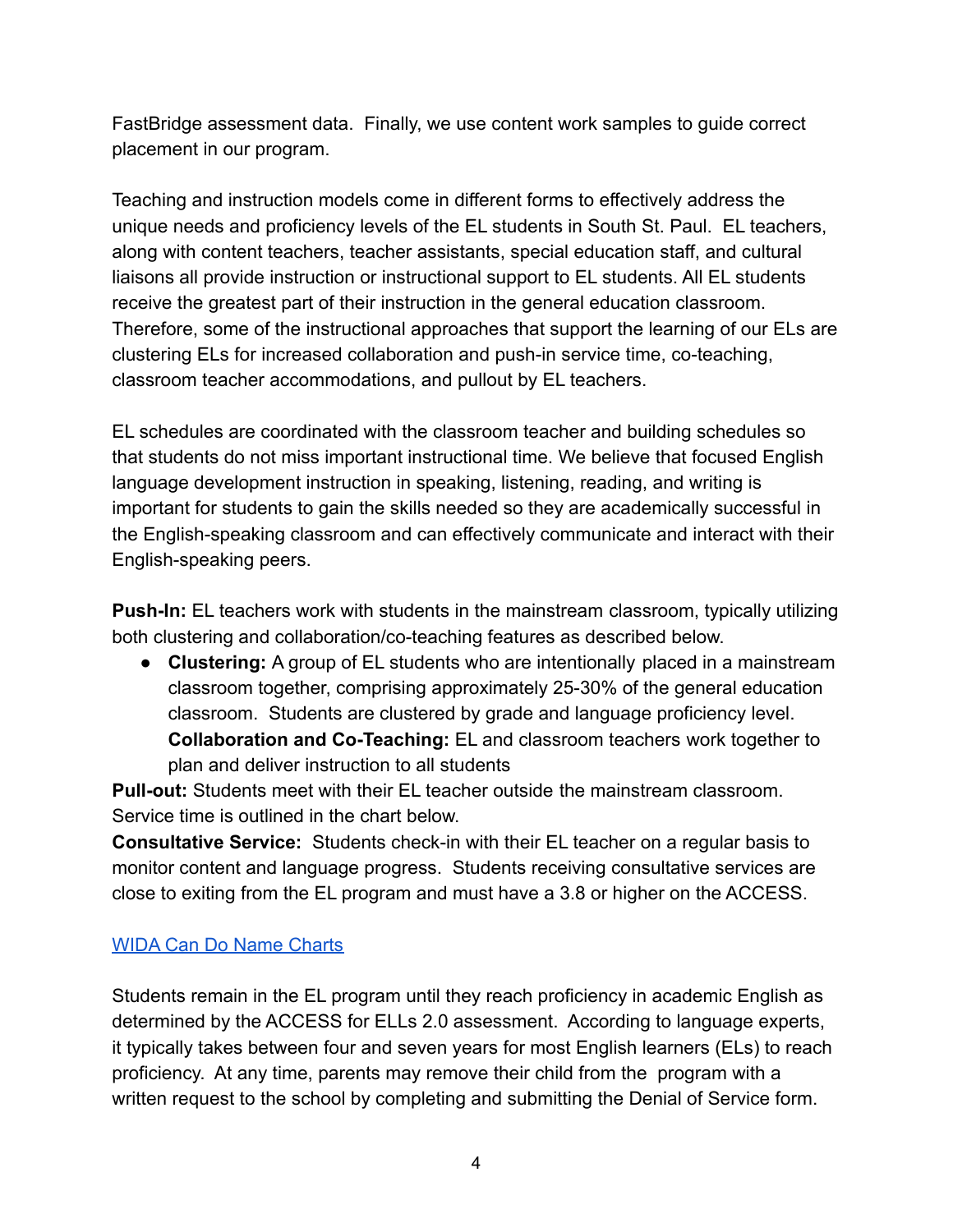FastBridge assessment data. Finally, we use content work samples to guide correct placement in our program.

Teaching and instruction models come in different forms to effectively address the unique needs and proficiency levels of the EL students in South St. Paul. EL teachers, along with content teachers, teacher assistants, special education staff, and cultural liaisons all provide instruction or instructional support to EL students. All EL students receive the greatest part of their instruction in the general education classroom. Therefore, some of the instructional approaches that support the learning of our ELs are clustering ELs for increased collaboration and push-in service time, co-teaching, classroom teacher accommodations, and pullout by EL teachers.

EL schedules are coordinated with the classroom teacher and building schedules so that students do not miss important instructional time. We believe that focused English language development instruction in speaking, listening, reading, and writing is important for students to gain the skills needed so they are academically successful in the English-speaking classroom and can effectively communicate and interact with their English-speaking peers.

**Push-In:** EL teachers work with students in the mainstream classroom, typically utilizing both clustering and collaboration/co-teaching features as described below.

- **Clustering:** A group of EL students who are intentionally placed in a mainstream classroom together, comprising approximately 25-30% of the general education classroom. Students are clustered by grade and language proficiency level. **Collaboration and Co-Teaching:** EL and classroom teachers work together to plan and deliver instruction to all students

**Pull-out:** Students meet with their EL teacher outside the mainstream classroom. Service time is outlined in the chart below.

**Consultative Service:** Students check-in with their EL teacher on a regular basis to monitor content and language progress. Students receiving consultative services are close to exiting from the EL program and must have a 3.8 or higher on the ACCESS.

WIDA Can Do Name Charts

Students remain in the EL program until they reach proficiency in academic English as determined by the ACCESS for ELLs 2.0 assessment. According to language experts, it typically takes between four and seven years for most English learners (ELs) to reach proficiency. At any time, parents may remove their child from the program with a written request to the school by completing and submitting the Denial of Service form.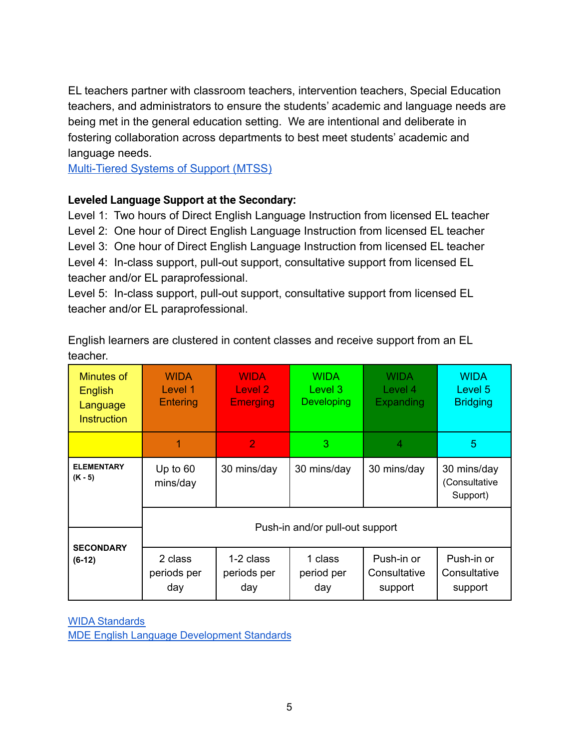EL teachers partner with classroom teachers, intervention teachers, Special Education teachers, and administrators to ensure the students' academic and language needs are being met in the general education setting. We are intentional and deliberate in fostering collaboration across departments to best meet students' academic and language needs.

[Multi-Tiered Systems of Support (MTSS)]

**Leveled Language Support at the Secondary:**

Level 1: Two hours of Direct English Language Instruction from licensed EL teacher
Level 2: One hour of Direct English Language Instruction from licensed EL teacher
Level 3: One hour of Direct English Language Instruction from licensed EL teacher
Level 4: In-class support, pull-out support, consultative support from licensed EL teacher and/or EL paraprofessional.
Level 5: In-class support, pull-out support, consultative support from licensed EL teacher and/or EL paraprofessional.

English learners are clustered in content classes and receive support from an EL teacher.

| Minutes of English Language Instruction | WIDA Level 1 Entering | WIDA Level 2 Emerging | WIDA Level 3 Developing | WIDA Level 4 Expanding | WIDA Level 5 Bridging |
|---|---|---|---|---|---|
| | 1 | 2 | 3 | 4 | 5 |
| **ELEMENTARY (K - 5)** | Up to 60 mins/day | 30 mins/day | 30 mins/day | 30 mins/day | 30 mins/day (Consultative Support) |
| | Push-in and/or pull-out support | | | | |
| **SECONDARY (6-12)** | 2 class periods per day | 1-2 class periods per day | 1 class period per day | Push-in or Consultative support | Push-in or Consultative support |

[WIDA Standards]
[MDE English Language Development Standards]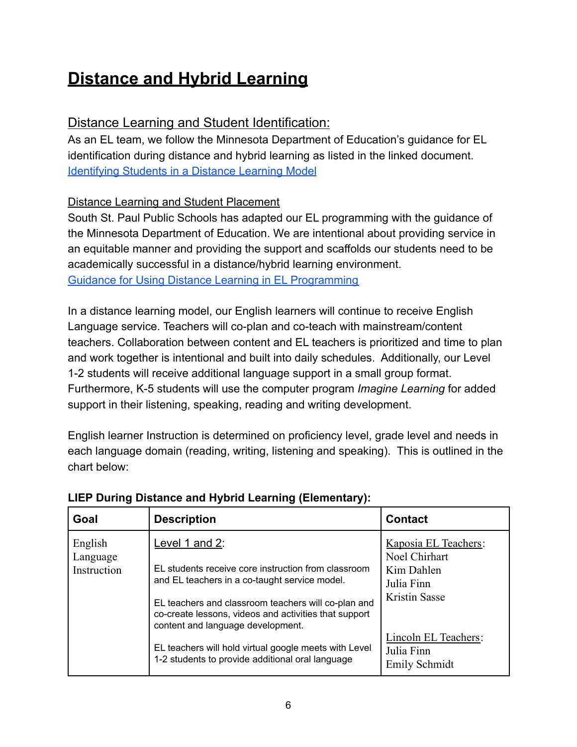# Distance and Hybrid Learning

## Distance Learning and Student Identification:

As an EL team, we follow the Minnesota Department of Education's guidance for EL identification during distance and hybrid learning as listed in the linked document. [Identifying Students in a Distance Learning Model]

### Distance Learning and Student Placement

South St. Paul Public Schools has adapted our EL programming with the guidance of the Minnesota Department of Education. We are intentional about providing service in an equitable manner and providing the support and scaffolds our students need to be academically successful in a distance/hybrid learning environment.
[Guidance for Using Distance Learning in EL Programming]

In a distance learning model, our English learners will continue to receive English Language service. Teachers will co-plan and co-teach with mainstream/content teachers. Collaboration between content and EL teachers is prioritized and time to plan and work together is intentional and built into daily schedules. Additionally, our Level 1-2 students will receive additional language support in a small group format. Furthermore, K-5 students will use the computer program *Imagine Learning* for added support in their listening, speaking, reading and writing development.

English learner Instruction is determined on proficiency level, grade level and needs in each language domain (reading, writing, listening and speaking). This is outlined in the chart below:

**LIEP During Distance and Hybrid Learning (Elementary):**

| Goal | Description | Contact |
|---|---|---|
| English Language Instruction | Level 1 and 2:<br><br>EL students receive core instruction from classroom and EL teachers in a co-taught service model.<br><br>EL teachers and classroom teachers will co-plan and co-create lessons, videos and activities that support content and language development.<br><br>EL teachers will hold virtual google meets with Level 1-2 students to provide additional oral language | Kaposia EL Teachers:<br>Noel Chirhart<br>Kim Dahlen<br>Julia Finn<br>Kristin Sasse<br><br>Lincoln EL Teachers:<br>Julia Finn<br>Emily Schmidt |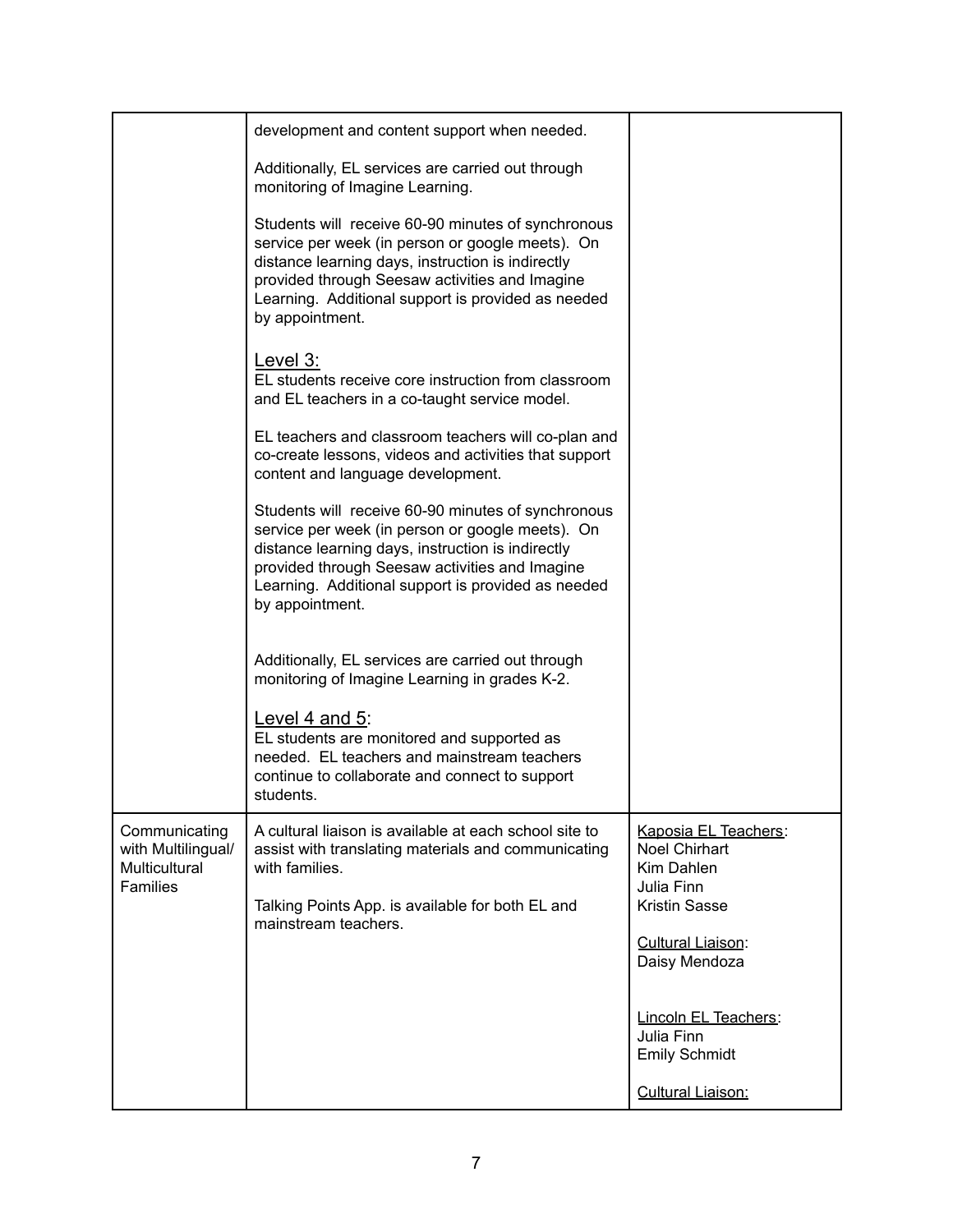| | | |
|---|---|---|
| | development and content support when needed.<br><br>Additionally, EL services are carried out through monitoring of Imagine Learning.<br><br>Students will receive 60-90 minutes of synchronous service per week (in person or google meets). On distance learning days, instruction is indirectly provided through Seesaw activities and Imagine Learning. Additional support is provided as needed by appointment.<br><br><u>Level 3:</u><br>EL students receive core instruction from classroom and EL teachers in a co-taught service model.<br><br>EL teachers and classroom teachers will co-plan and co-create lessons, videos and activities that support content and language development.<br><br>Students will receive 60-90 minutes of synchronous service per week (in person or google meets). On distance learning days, instruction is indirectly provided through Seesaw activities and Imagine Learning. Additional support is provided as needed by appointment.<br><br>Additionally, EL services are carried out through monitoring of Imagine Learning in grades K-2.<br><br><u>Level 4 and 5</u>:<br>EL students are monitored and supported as needed. EL teachers and mainstream teachers continue to collaborate and connect to support students. | |
| Communicating with Multilingual/ Multicultural Families | A cultural liaison is available at each school site to assist with translating materials and communicating with families.<br><br>Talking Points App. is available for both EL and mainstream teachers. | <u>Kaposia EL Teachers</u>:<br>Noel Chirhart<br>Kim Dahlen<br>Julia Finn<br>Kristin Sasse<br><br><u>Cultural Liaison</u>:<br>Daisy Mendoza<br><br><u>Lincoln EL Teachers</u>:<br>Julia Finn<br>Emily Schmidt<br><br><u>Cultural Liaison:</u> |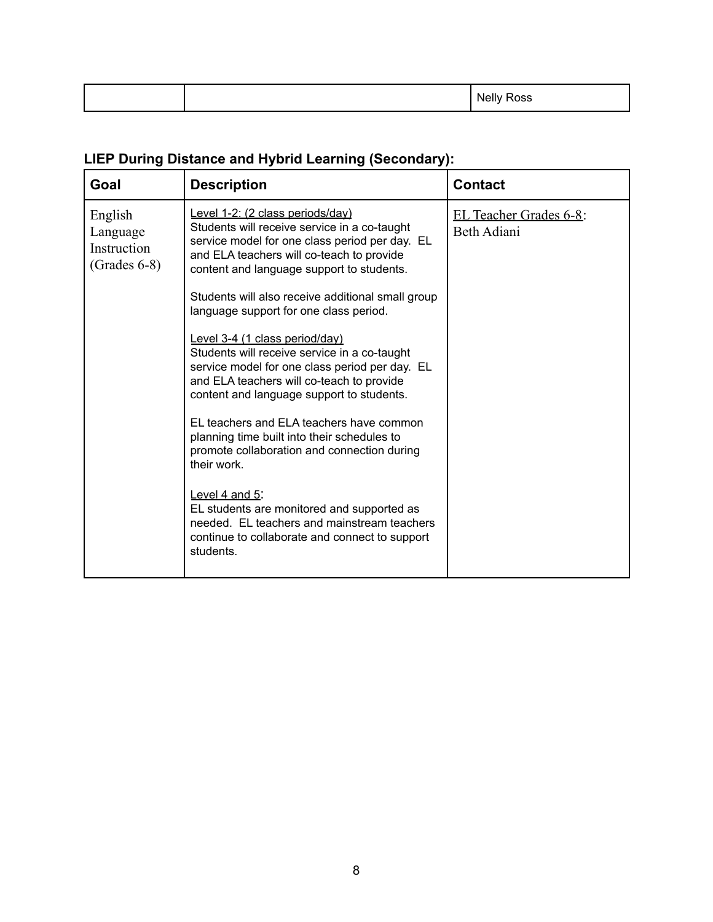| | | Nelly Ross |
|---|---|---|

**LIEP During Distance and Hybrid Learning (Secondary):**

| Goal | Description | Contact |
|---|---|---|
| English Language Instruction (Grades 6-8) | Level 1-2: (2 class periods/day)<br>Students will receive service in a co-taught service model for one class period per day. EL and ELA teachers will co-teach to provide content and language support to students.<br><br>Students will also receive additional small group language support for one class period.<br><br>Level 3-4 (1 class period/day)<br>Students will receive service in a co-taught service model for one class period per day. EL and ELA teachers will co-teach to provide content and language support to students.<br><br>EL teachers and ELA teachers have common planning time built into their schedules to promote collaboration and connection during their work.<br><br>Level 4 and 5:<br>EL students are monitored and supported as needed. EL teachers and mainstream teachers continue to collaborate and connect to support students. | EL Teacher Grades 6-8: Beth Adiani |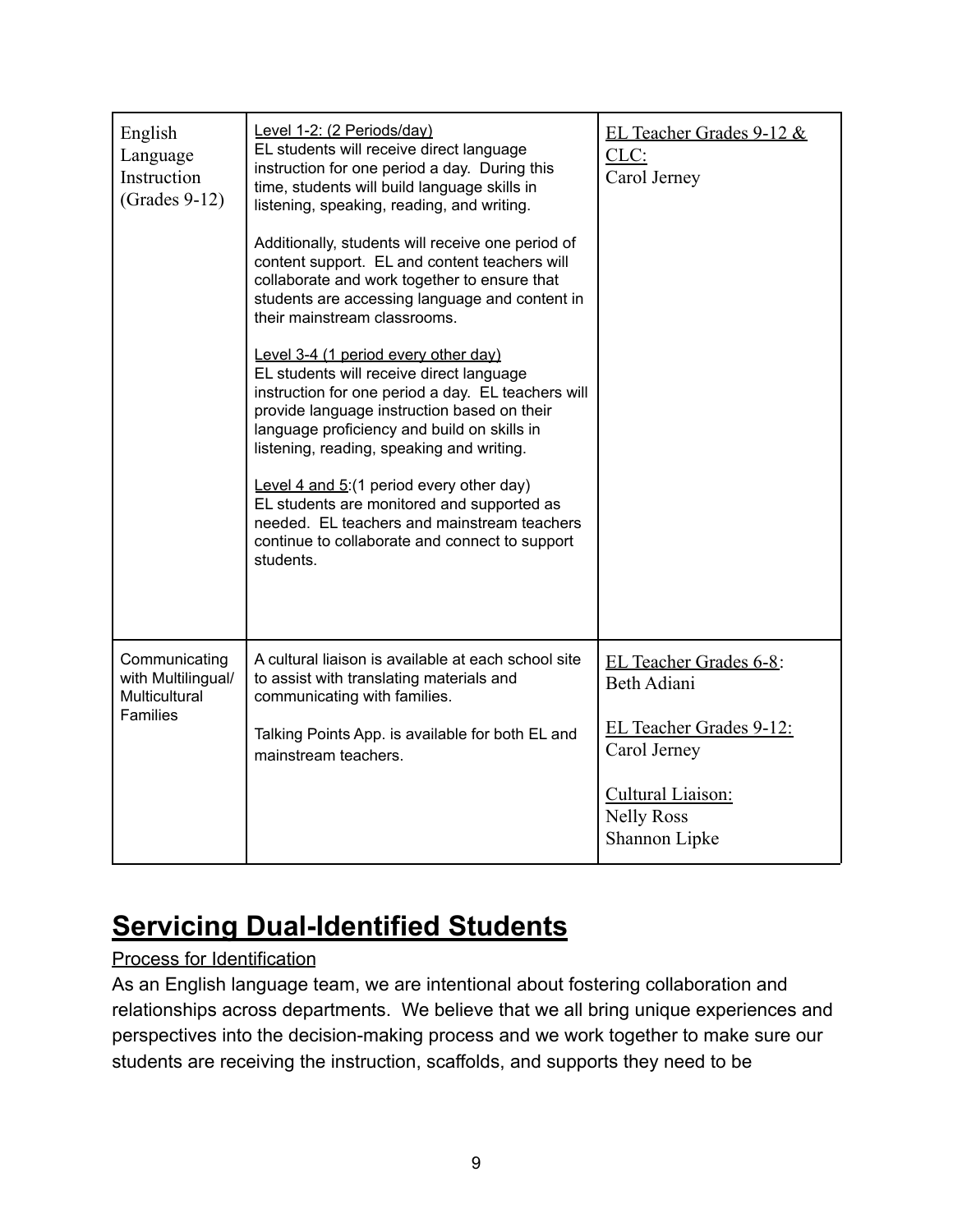| | | |
|---|---|---|
| English Language Instruction (Grades 9-12) | <u>Level 1-2: (2 Periods/day)</u><br>EL students will receive direct language instruction for one period a day. During this time, students will build language skills in listening, speaking, reading, and writing.<br><br>Additionally, students will receive one period of content support. EL and content teachers will collaborate and work together to ensure that students are accessing language and content in their mainstream classrooms.<br><br><u>Level 3-4 (1 period every other day)</u><br>EL students will receive direct language instruction for one period a day. EL teachers will provide language instruction based on their language proficiency and build on skills in listening, reading, speaking and writing.<br><br><u>Level 4 and 5</u>:(1 period every other day)<br>EL students are monitored and supported as needed. EL teachers and mainstream teachers continue to collaborate and connect to support students. | <u>EL Teacher Grades 9-12 & CLC:</u><br>Carol Jerney |
| Communicating with Multilingual/ Multicultural Families | A cultural liaison is available at each school site to assist with translating materials and communicating with families.<br><br>Talking Points App. is available for both EL and mainstream teachers. | <u>EL Teacher Grades 6-8</u>:<br>Beth Adiani<br><br><u>EL Teacher Grades 9-12:</u><br>Carol Jerney<br><br><u>Cultural Liaison:</u><br>Nelly Ross<br>Shannon Lipke |

# Servicing Dual-Identified Students

<u>Process for Identification</u>

As an English language team, we are intentional about fostering collaboration and relationships across departments. We believe that we all bring unique experiences and perspectives into the decision-making process and we work together to make sure our students are receiving the instruction, scaffolds, and supports they need to be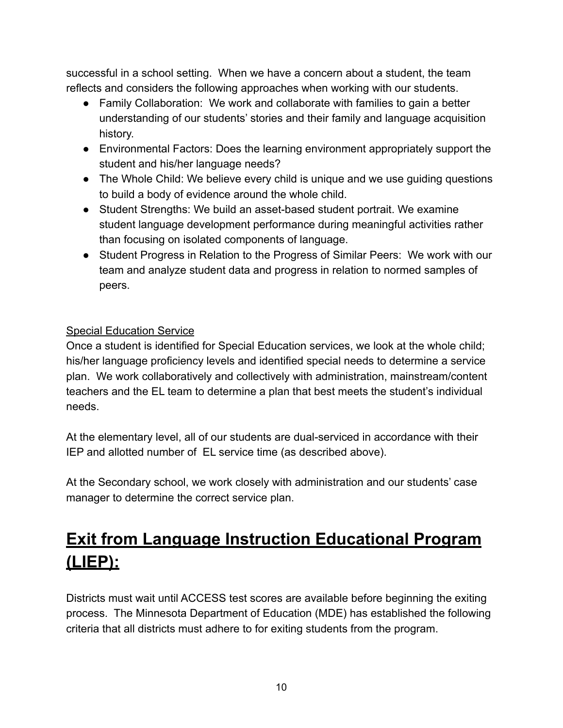successful in a school setting. When we have a concern about a student, the team reflects and considers the following approaches when working with our students.

- Family Collaboration: We work and collaborate with families to gain a better understanding of our students' stories and their family and language acquisition history.
- Environmental Factors: Does the learning environment appropriately support the student and his/her language needs?
- The Whole Child: We believe every child is unique and we use guiding questions to build a body of evidence around the whole child.
- Student Strengths: We build an asset-based student portrait. We examine student language development performance during meaningful activities rather than focusing on isolated components of language.
- Student Progress in Relation to the Progress of Similar Peers: We work with our team and analyze student data and progress in relation to normed samples of peers.

Special Education Service

Once a student is identified for Special Education services, we look at the whole child; his/her language proficiency levels and identified special needs to determine a service plan. We work collaboratively and collectively with administration, mainstream/content teachers and the EL team to determine a plan that best meets the student's individual needs.

At the elementary level, all of our students are dual-serviced in accordance with their IEP and allotted number of EL service time (as described above).

At the Secondary school, we work closely with administration and our students' case manager to determine the correct service plan.

# Exit from Language Instruction Educational Program (LIEP):

Districts must wait until ACCESS test scores are available before beginning the exiting process. The Minnesota Department of Education (MDE) has established the following criteria that all districts must adhere to for exiting students from the program.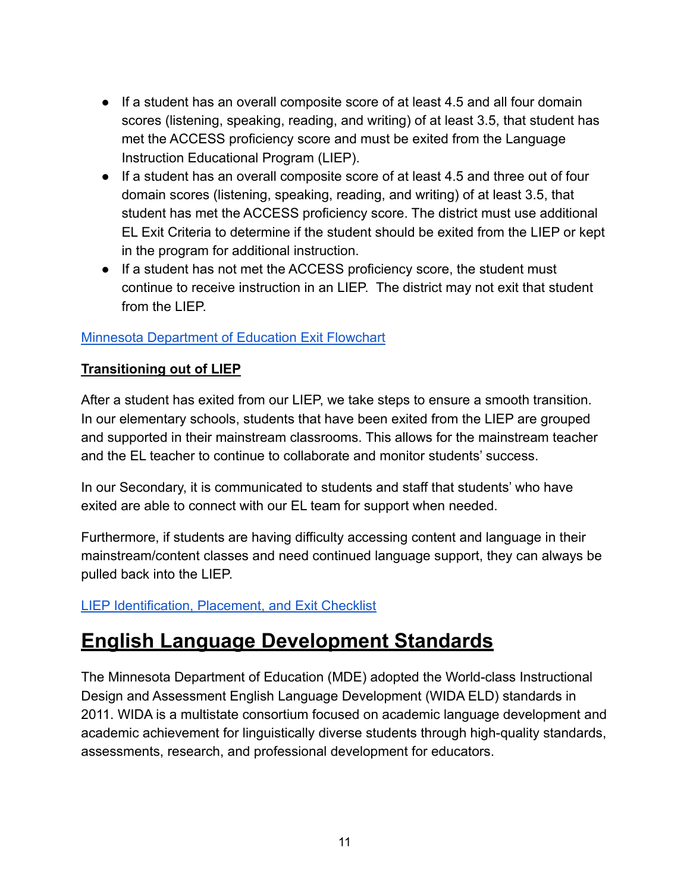- If a student has an overall composite score of at least 4.5 and all four domain scores (listening, speaking, reading, and writing) of at least 3.5, that student has met the ACCESS proficiency score and must be exited from the Language Instruction Educational Program (LIEP).
- If a student has an overall composite score of at least 4.5 and three out of four domain scores (listening, speaking, reading, and writing) of at least 3.5, that student has met the ACCESS proficiency score. The district must use additional EL Exit Criteria to determine if the student should be exited from the LIEP or kept in the program for additional instruction.
- If a student has not met the ACCESS proficiency score, the student must continue to receive instruction in an LIEP. The district may not exit that student from the LIEP.

Minnesota Department of Education Exit Flowchart

**Transitioning out of LIEP**

After a student has exited from our LIEP, we take steps to ensure a smooth transition. In our elementary schools, students that have been exited from the LIEP are grouped and supported in their mainstream classrooms. This allows for the mainstream teacher and the EL teacher to continue to collaborate and monitor students' success.

In our Secondary, it is communicated to students and staff that students' who have exited are able to connect with our EL team for support when needed.

Furthermore, if students are having difficulty accessing content and language in their mainstream/content classes and need continued language support, they can always be pulled back into the LIEP.

LIEP Identification, Placement, and Exit Checklist

# English Language Development Standards

The Minnesota Department of Education (MDE) adopted the World-class Instructional Design and Assessment English Language Development (WIDA ELD) standards in 2011. WIDA is a multistate consortium focused on academic language development and academic achievement for linguistically diverse students through high-quality standards, assessments, research, and professional development for educators.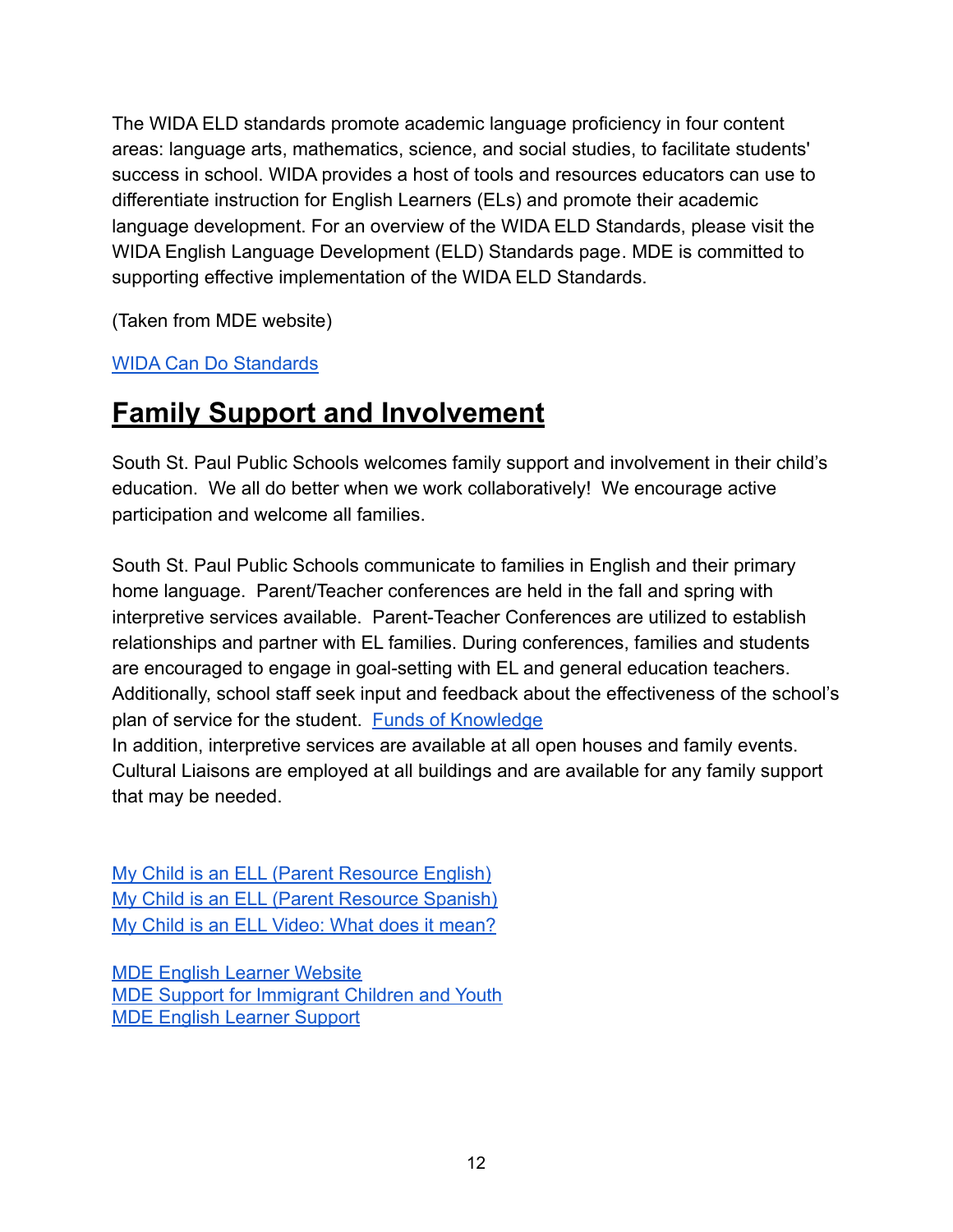The WIDA ELD standards promote academic language proficiency in four content areas: language arts, mathematics, science, and social studies, to facilitate students' success in school. WIDA provides a host of tools and resources educators can use to differentiate instruction for English Learners (ELs) and promote their academic language development. For an overview of the WIDA ELD Standards, please visit the WIDA English Language Development (ELD) Standards page. MDE is committed to supporting effective implementation of the WIDA ELD Standards.

(Taken from MDE website)

WIDA Can Do Standards

## Family Support and Involvement

South St. Paul Public Schools welcomes family support and involvement in their child's education. We all do better when we work collaboratively! We encourage active participation and welcome all families.

South St. Paul Public Schools communicate to families in English and their primary home language. Parent/Teacher conferences are held in the fall and spring with interpretive services available. Parent-Teacher Conferences are utilized to establish relationships and partner with EL families. During conferences, families and students are encouraged to engage in goal-setting with EL and general education teachers. Additionally, school staff seek input and feedback about the effectiveness of the school's plan of service for the student. Funds of Knowledge
In addition, interpretive services are available at all open houses and family events. Cultural Liaisons are employed at all buildings and are available for any family support that may be needed.

My Child is an ELL (Parent Resource English)
My Child is an ELL (Parent Resource Spanish)
My Child is an ELL Video: What does it mean?

MDE English Learner Website
MDE Support for Immigrant Children and Youth
MDE English Learner Support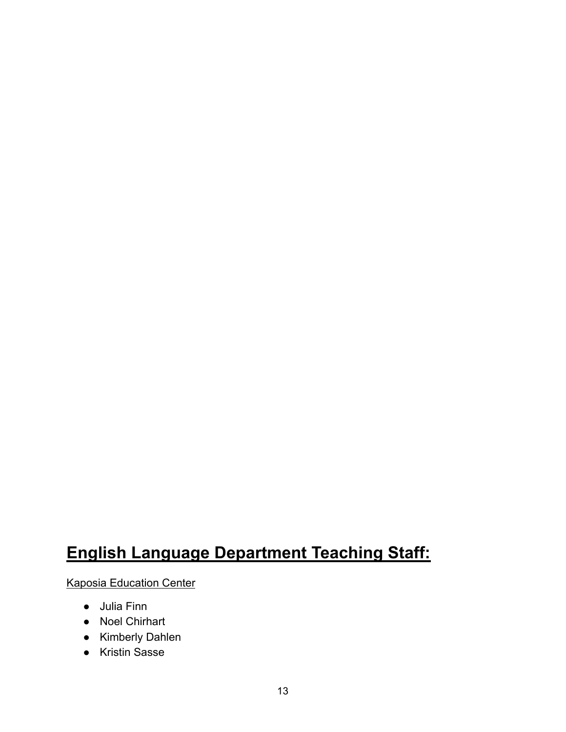# **English Language Department Teaching Staff:**

Kaposia Education Center

- Julia Finn
- Noel Chirhart
- Kimberly Dahlen
- Kristin Sasse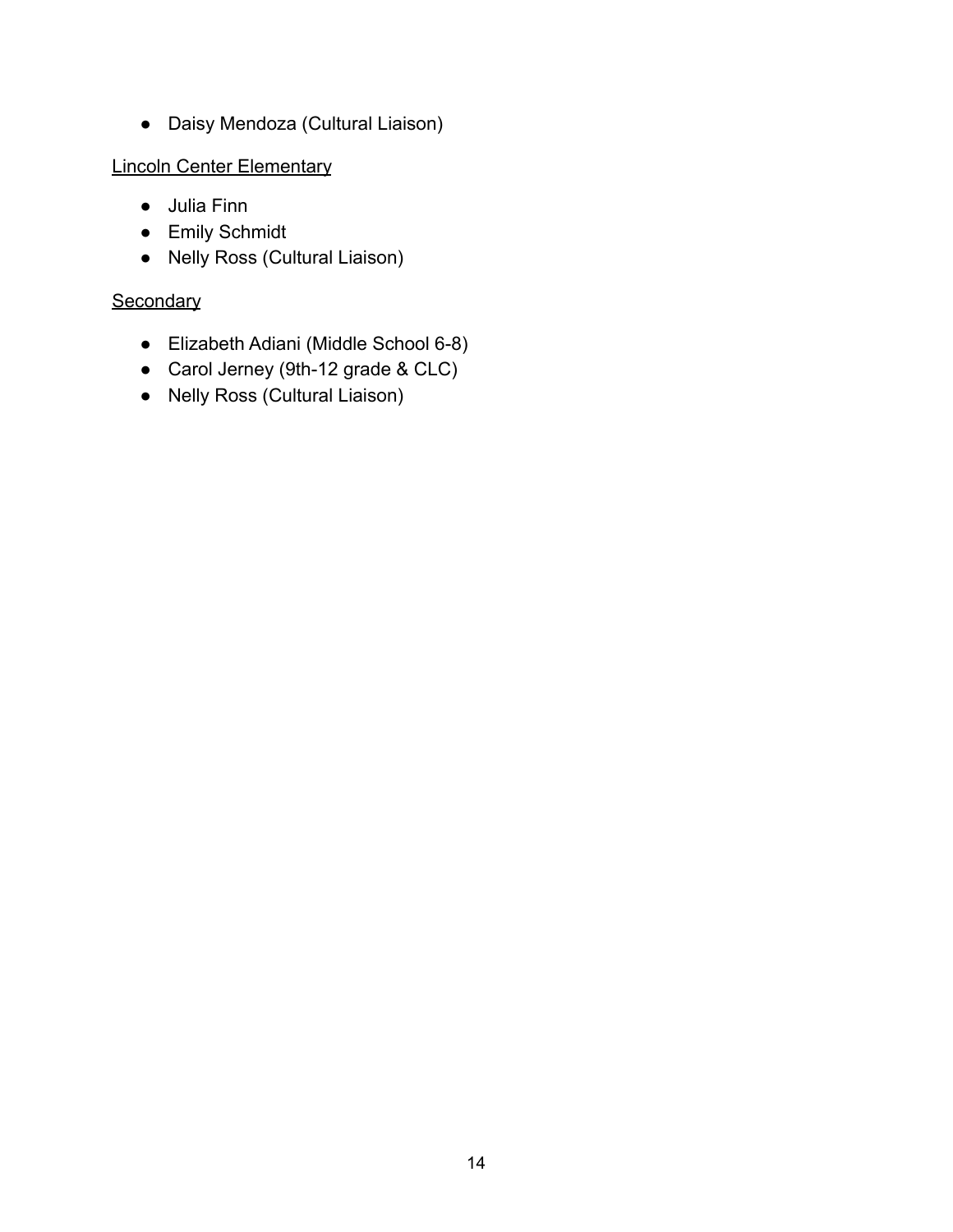- Daisy Mendoza (Cultural Liaison)

<u>Lincoln Center Elementary</u>

- Julia Finn
- Emily Schmidt
- Nelly Ross (Cultural Liaison)

<u>Secondary</u>

- Elizabeth Adiani (Middle School 6-8)
- Carol Jerney (9th-12 grade & CLC)
- Nelly Ross (Cultural Liaison)